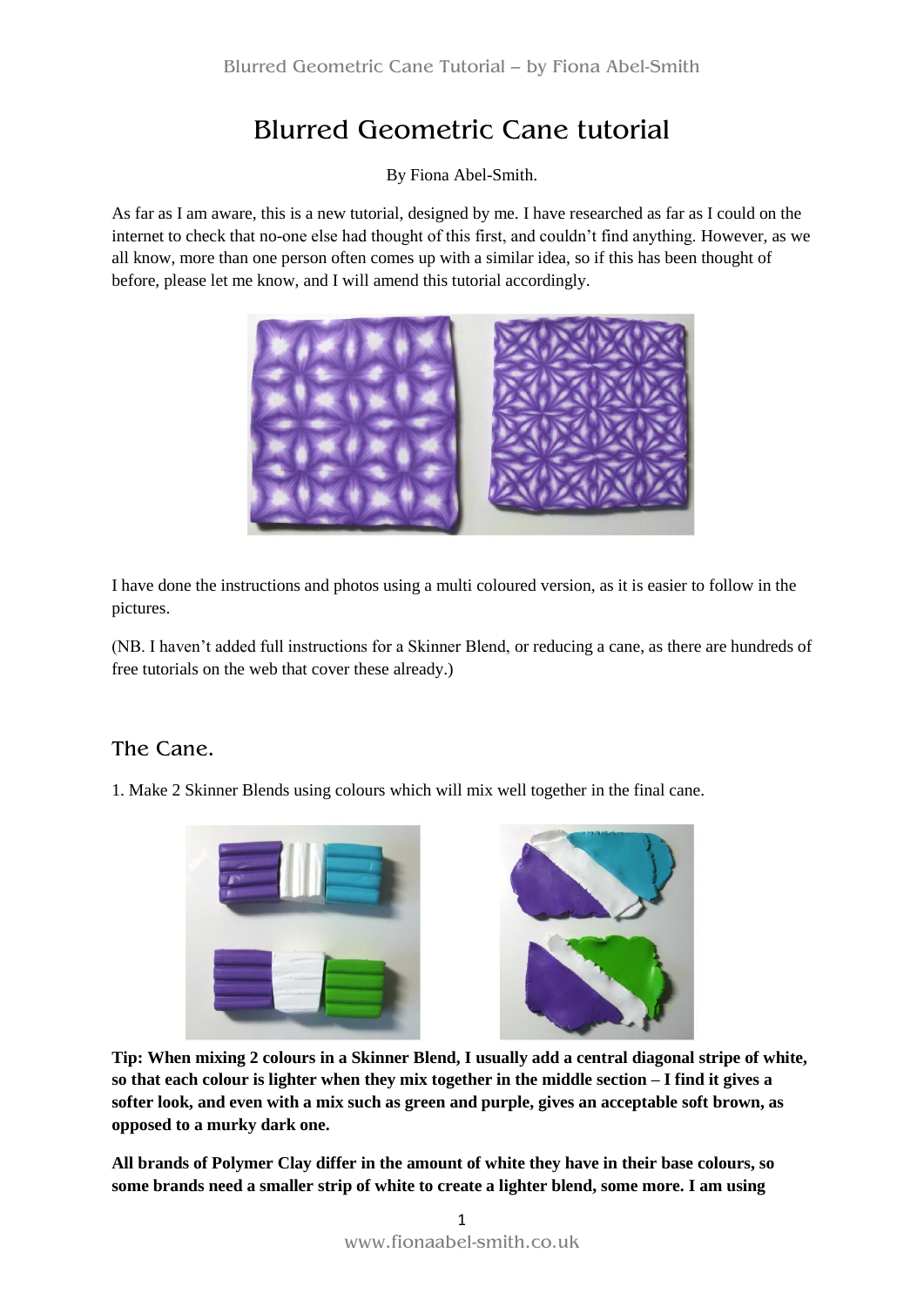# Blurred Geometric Cane tutorial

By Fiona Abel-Smith.

As far as I am aware, this is a new tutorial, designed by me. I have researched as far as I could on the internet to check that no-one else had thought of this first, and couldn't find anything. However, as we all know, more than one person often comes up with a similar idea, so if this has been thought of before, please let me know, and I will amend this tutorial accordingly.

I have done the instructions and photos using a multi coloured version, as it is easier to follow in the pictures.

(NB. I haven't added full instructions for a Skinner Blend, or reducing a cane, as there are hundreds of free tutorials on the web that cover these already.)

## The Cane.

1. Make 2 Skinner Blends using colours which will mix well together in the final cane.

**Tip: When mixing 2 colours in a Skinner Blend, I usually add a central diagonal stripe of white, so that each colour is lighter when they mix together in the middle section – I find it gives a softer look, and even with a mix such as green and purple, gives an acceptable soft brown, as opposed to a murky dark one.**

**All brands of Polymer Clay differ in the amount of white they have in their base colours, so some brands need a smaller strip of white to create a lighter blend, some more. I am using**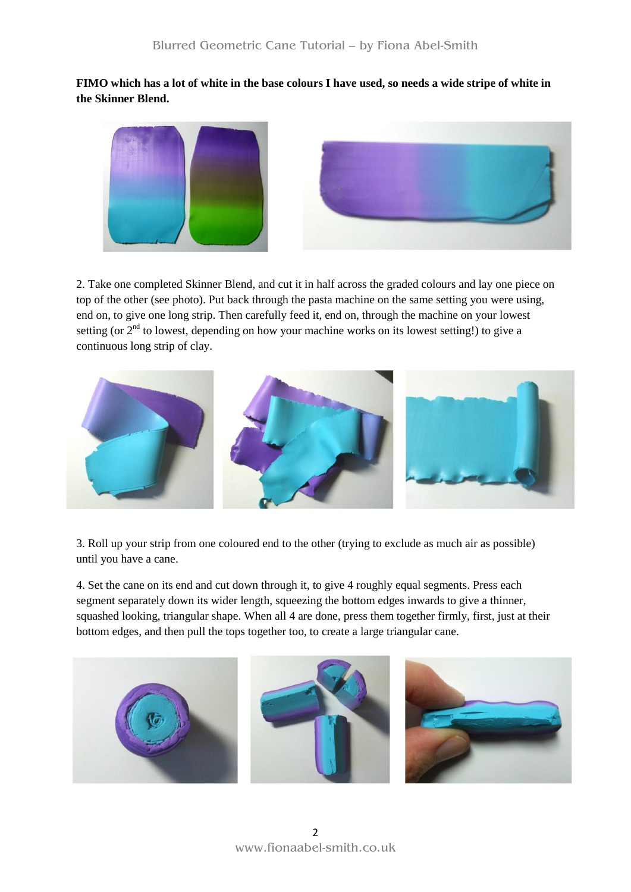**FIMO which has a lot of white in the base colours I have used, so needs a wide stripe of white in the Skinner Blend.**

2. Take one completed Skinner Blend, and cut it in half across the graded colours and lay one piece on top of the other (see photo). Put back through the pasta machine on the same setting you were using, end on, to give one long strip. Then carefully feed it, end on, through the machine on your lowest setting (or 2nd to lowest, depending on how your machine works on its lowest setting!) to give a continuous long strip of clay.

3. Roll up your strip from one coloured end to the other (trying to exclude as much air as possible) until you have a cane.

4. Set the cane on its end and cut down through it, to give 4 roughly equal segments. Press each segment separately down its wider length, squeezing the bottom edges inwards to give a thinner, squashed looking, triangular shape. When all 4 are done, press them together firmly, first, just at their bottom edges, and then pull the tops together too, to create a large triangular cane.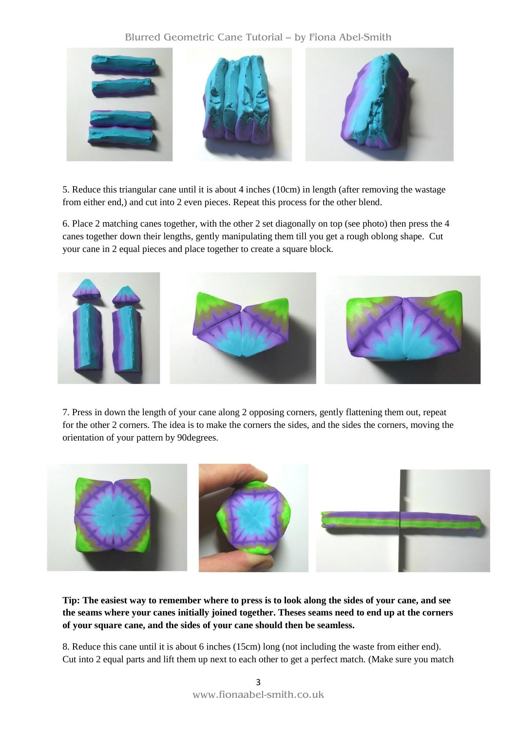5. Reduce this triangular cane until it is about 4 inches (10cm) in length (after removing the wastage from either end,) and cut into 2 even pieces. Repeat this process for the other blend.

6. Place 2 matching canes together, with the other 2 set diagonally on top (see photo) then press the 4 canes together down their lengths, gently manipulating them till you get a rough oblong shape. Cut your cane in 2 equal pieces and place together to create a square block.

7. Press in down the length of your cane along 2 opposing corners, gently flattening them out, repeat for the other 2 corners. The idea is to make the corners the sides, and the sides the corners, moving the orientation of your pattern by 90degrees.

**Tip: The easiest way to remember where to press is to look along the sides of your cane, and see the seams where your canes initially joined together. Theses seams need to end up at the corners of your square cane, and the sides of your cane should then be seamless.**

8. Reduce this cane until it is about 6 inches (15cm) long (not including the waste from either end). Cut into 2 equal parts and lift them up next to each other to get a perfect match. (Make sure you match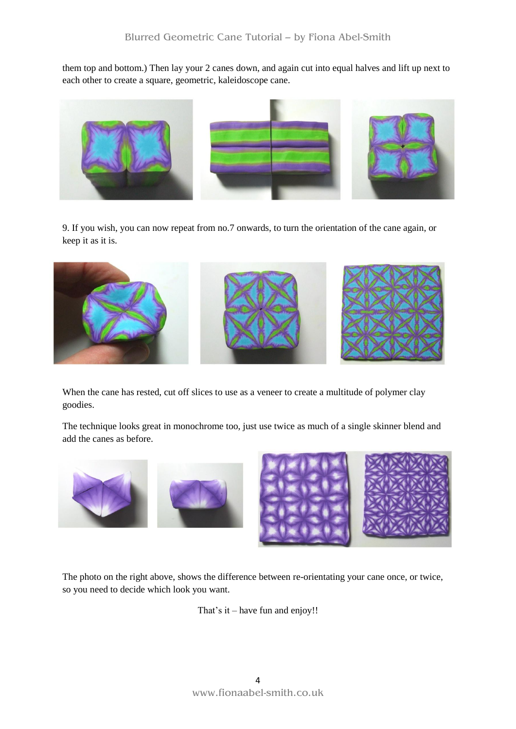them top and bottom.) Then lay your 2 canes down, and again cut into equal halves and lift up next to each other to create a square, geometric, kaleidoscope cane.

9. If you wish, you can now repeat from no.7 onwards, to turn the orientation of the cane again, or keep it as it is.

When the cane has rested, cut off slices to use as a veneer to create a multitude of polymer clay goodies.

The technique looks great in monochrome too, just use twice as much of a single skinner blend and add the canes as before.

The photo on the right above, shows the difference between re-orientating your cane once, or twice, so you need to decide which look you want.

That's it – have fun and enjoy!!